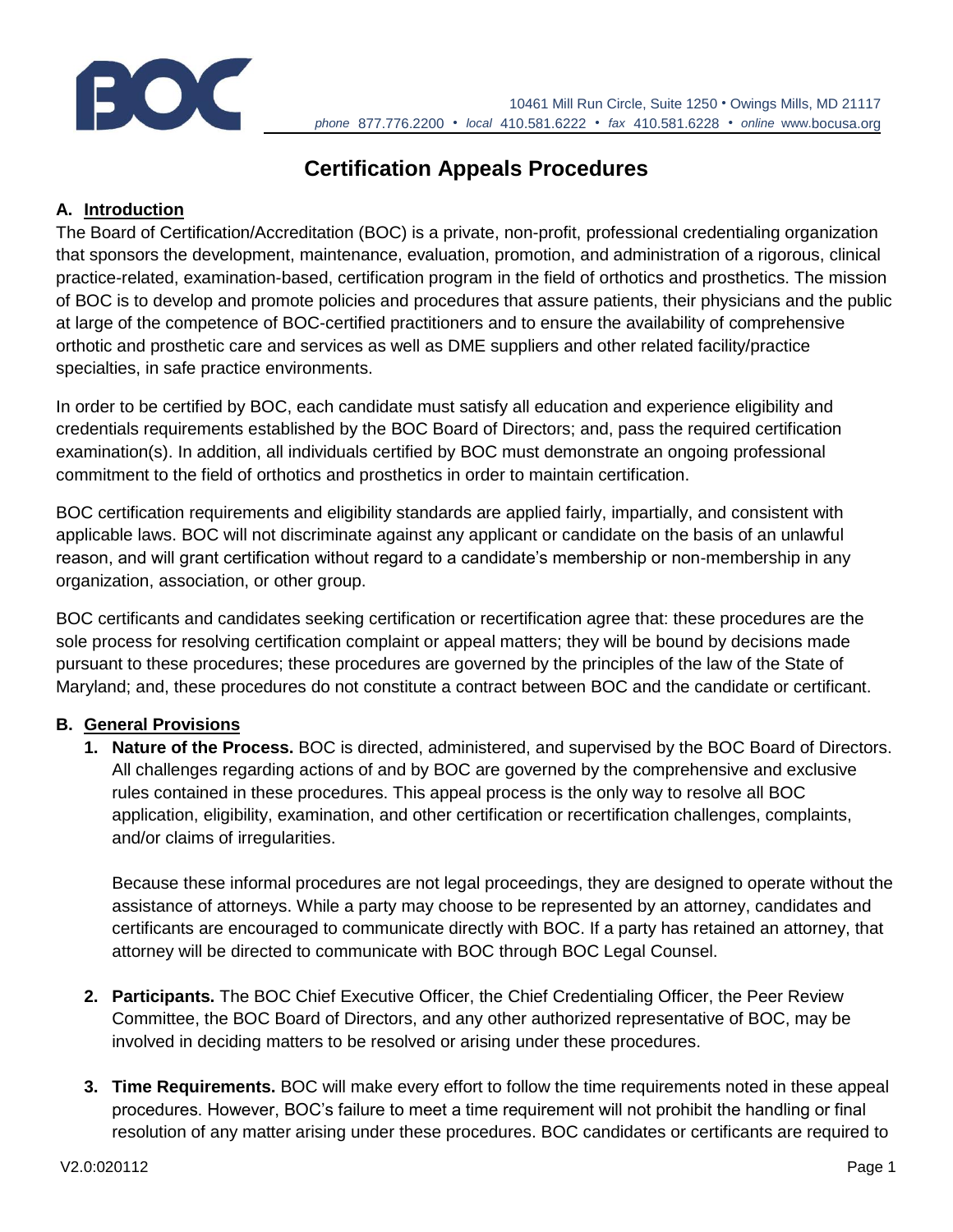BOC

10461 Mill Run Circle, Suite 1250 • Owings Mills, MD 21117
*phone* 877.776.2200 • *local* 410.581.6222 • *fax* 410.581.6228 • *online* www.bocusa.org

# Certification Appeals Procedures

## A. Introduction

The Board of Certification/Accreditation (BOC) is a private, non-profit, professional credentialing organization that sponsors the development, maintenance, evaluation, promotion, and administration of a rigorous, clinical practice-related, examination-based, certification program in the field of orthotics and prosthetics. The mission of BOC is to develop and promote policies and procedures that assure patients, their physicians and the public at large of the competence of BOC-certified practitioners and to ensure the availability of comprehensive orthotic and prosthetic care and services as well as DME suppliers and other related facility/practice specialties, in safe practice environments.

In order to be certified by BOC, each candidate must satisfy all education and experience eligibility and credentials requirements established by the BOC Board of Directors; and, pass the required certification examination(s). In addition, all individuals certified by BOC must demonstrate an ongoing professional commitment to the field of orthotics and prosthetics in order to maintain certification.

BOC certification requirements and eligibility standards are applied fairly, impartially, and consistent with applicable laws. BOC will not discriminate against any applicant or candidate on the basis of an unlawful reason, and will grant certification without regard to a candidate's membership or non-membership in any organization, association, or other group.

BOC certificants and candidates seeking certification or recertification agree that: these procedures are the sole process for resolving certification complaint or appeal matters; they will be bound by decisions made pursuant to these procedures; these procedures are governed by the principles of the law of the State of Maryland; and, these procedures do not constitute a contract between BOC and the candidate or certificant.

## B. General Provisions

1. **Nature of the Process.** BOC is directed, administered, and supervised by the BOC Board of Directors. All challenges regarding actions of and by BOC are governed by the comprehensive and exclusive rules contained in these procedures. This appeal process is the only way to resolve all BOC application, eligibility, examination, and other certification or recertification challenges, complaints, and/or claims of irregularities.

   Because these informal procedures are not legal proceedings, they are designed to operate without the assistance of attorneys. While a party may choose to be represented by an attorney, candidates and certificants are encouraged to communicate directly with BOC. If a party has retained an attorney, that attorney will be directed to communicate with BOC through BOC Legal Counsel.

2. **Participants.** The BOC Chief Executive Officer, the Chief Credentialing Officer, the Peer Review Committee, the BOC Board of Directors, and any other authorized representative of BOC, may be involved in deciding matters to be resolved or arising under these procedures.

3. **Time Requirements.** BOC will make every effort to follow the time requirements noted in these appeal procedures. However, BOC's failure to meet a time requirement will not prohibit the handling or final resolution of any matter arising under these procedures. BOC candidates or certificants are required to

V2.0:020112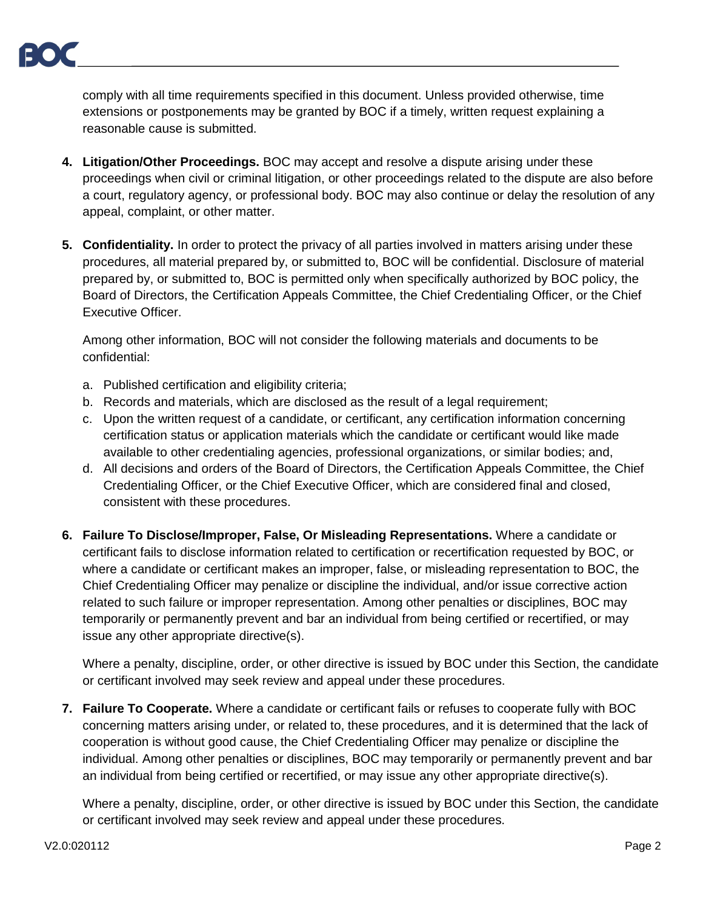comply with all time requirements specified in this document. Unless provided otherwise, time extensions or postponements may be granted by BOC if a timely, written request explaining a reasonable cause is submitted.

4. **Litigation/Other Proceedings.** BOC may accept and resolve a dispute arising under these proceedings when civil or criminal litigation, or other proceedings related to the dispute are also before a court, regulatory agency, or professional body. BOC may also continue or delay the resolution of any appeal, complaint, or other matter.

5. **Confidentiality.** In order to protect the privacy of all parties involved in matters arising under these procedures, all material prepared by, or submitted to, BOC will be confidential. Disclosure of material prepared by, or submitted to, BOC is permitted only when specifically authorized by BOC policy, the Board of Directors, the Certification Appeals Committee, the Chief Credentialing Officer, or the Chief Executive Officer.

   Among other information, BOC will not consider the following materials and documents to be confidential:

   a. Published certification and eligibility criteria;
   b. Records and materials, which are disclosed as the result of a legal requirement;
   c. Upon the written request of a candidate, or certificant, any certification information concerning certification status or application materials which the candidate or certificant would like made available to other credentialing agencies, professional organizations, or similar bodies; and,
   d. All decisions and orders of the Board of Directors, the Certification Appeals Committee, the Chief Credentialing Officer, or the Chief Executive Officer, which are considered final and closed, consistent with these procedures.

6. **Failure To Disclose/Improper, False, Or Misleading Representations.** Where a candidate or certificant fails to disclose information related to certification or recertification requested by BOC, or where a candidate or certificant makes an improper, false, or misleading representation to BOC, the Chief Credentialing Officer may penalize or discipline the individual, and/or issue corrective action related to such failure or improper representation. Among other penalties or disciplines, BOC may temporarily or permanently prevent and bar an individual from being certified or recertified, or may issue any other appropriate directive(s).

   Where a penalty, discipline, order, or other directive is issued by BOC under this Section, the candidate or certificant involved may seek review and appeal under these procedures.

7. **Failure To Cooperate.** Where a candidate or certificant fails or refuses to cooperate fully with BOC concerning matters arising under, or related to, these procedures, and it is determined that the lack of cooperation is without good cause, the Chief Credentialing Officer may penalize or discipline the individual. Among other penalties or disciplines, BOC may temporarily or permanently prevent and bar an individual from being certified or recertified, or may issue any other appropriate directive(s).

   Where a penalty, discipline, order, or other directive is issued by BOC under this Section, the candidate or certificant involved may seek review and appeal under these procedures.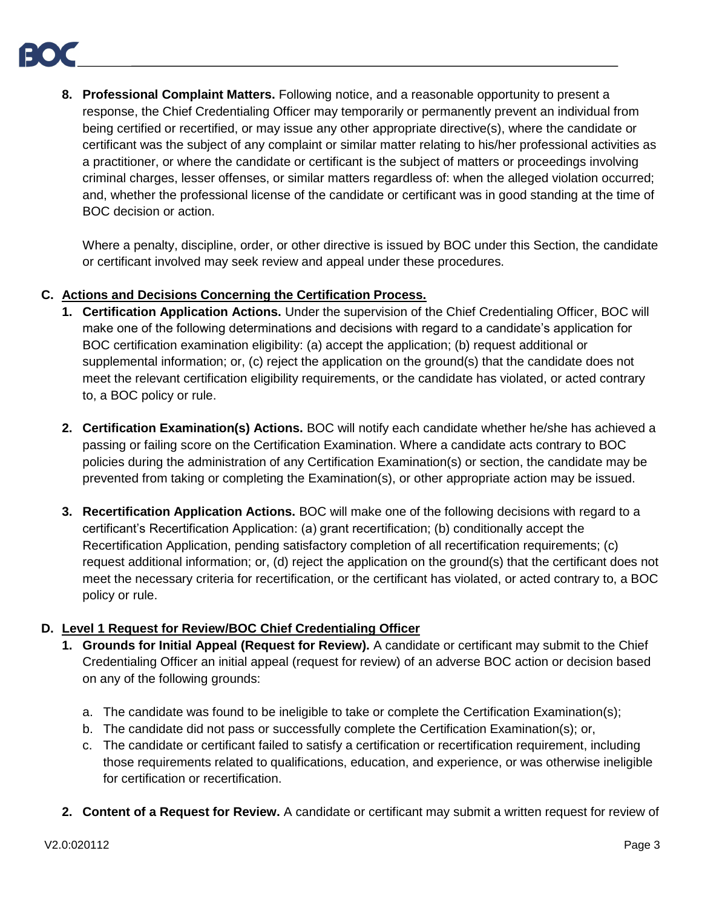8. **Professional Complaint Matters.** Following notice, and a reasonable opportunity to present a response, the Chief Credentialing Officer may temporarily or permanently prevent an individual from being certified or recertified, or may issue any other appropriate directive(s), where the candidate or certificant was the subject of any complaint or similar matter relating to his/her professional activities as a practitioner, or where the candidate or certificant is the subject of matters or proceedings involving criminal charges, lesser offenses, or similar matters regardless of: when the alleged violation occurred; and, whether the professional license of the candidate or certificant was in good standing at the time of BOC decision or action.

   Where a penalty, discipline, order, or other directive is issued by BOC under this Section, the candidate or certificant involved may seek review and appeal under these procedures.

**C. <u>Actions and Decisions Concerning the Certification Process.</u>**

1. **Certification Application Actions.** Under the supervision of the Chief Credentialing Officer, BOC will make one of the following determinations and decisions with regard to a candidate's application for BOC certification examination eligibility: (a) accept the application; (b) request additional or supplemental information; or, (c) reject the application on the ground(s) that the candidate does not meet the relevant certification eligibility requirements, or the candidate has violated, or acted contrary to, a BOC policy or rule.

2. **Certification Examination(s) Actions.** BOC will notify each candidate whether he/she has achieved a passing or failing score on the Certification Examination. Where a candidate acts contrary to BOC policies during the administration of any Certification Examination(s) or section, the candidate may be prevented from taking or completing the Examination(s), or other appropriate action may be issued.

3. **Recertification Application Actions.** BOC will make one of the following decisions with regard to a certificant's Recertification Application: (a) grant recertification; (b) conditionally accept the Recertification Application, pending satisfactory completion of all recertification requirements; (c) request additional information; or, (d) reject the application on the ground(s) that the certificant does not meet the necessary criteria for recertification, or the certificant has violated, or acted contrary to, a BOC policy or rule.

**D. <u>Level 1 Request for Review/BOC Chief Credentialing Officer</u>**

1. **Grounds for Initial Appeal (Request for Review).** A candidate or certificant may submit to the Chief Credentialing Officer an initial appeal (request for review) of an adverse BOC action or decision based on any of the following grounds:

   a. The candidate was found to be ineligible to take or complete the Certification Examination(s);
   b. The candidate did not pass or successfully complete the Certification Examination(s); or,
   c. The candidate or certificant failed to satisfy a certification or recertification requirement, including those requirements related to qualifications, education, and experience, or was otherwise ineligible for certification or recertification.

2. **Content of a Request for Review.** A candidate or certificant may submit a written request for review of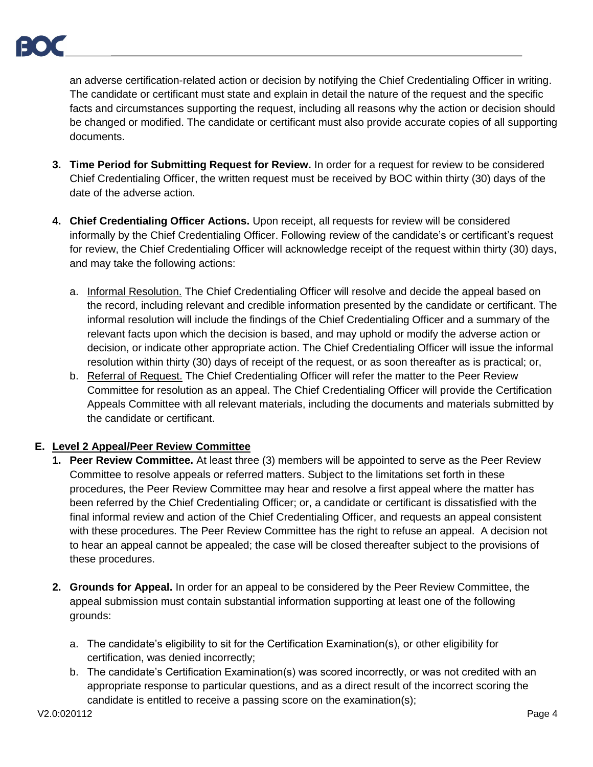an adverse certification-related action or decision by notifying the Chief Credentialing Officer in writing. The candidate or certificant must state and explain in detail the nature of the request and the specific facts and circumstances supporting the request, including all reasons why the action or decision should be changed or modified. The candidate or certificant must also provide accurate copies of all supporting documents.

3. **Time Period for Submitting Request for Review.** In order for a request for review to be considered Chief Credentialing Officer, the written request must be received by BOC within thirty (30) days of the date of the adverse action.

4. **Chief Credentialing Officer Actions.** Upon receipt, all requests for review will be considered informally by the Chief Credentialing Officer. Following review of the candidate's or certificant's request for review, the Chief Credentialing Officer will acknowledge receipt of the request within thirty (30) days, and may take the following actions:

   a. Informal Resolution. The Chief Credentialing Officer will resolve and decide the appeal based on the record, including relevant and credible information presented by the candidate or certificant. The informal resolution will include the findings of the Chief Credentialing Officer and a summary of the relevant facts upon which the decision is based, and may uphold or modify the adverse action or decision, or indicate other appropriate action. The Chief Credentialing Officer will issue the informal resolution within thirty (30) days of receipt of the request, or as soon thereafter as is practical; or,

   b. Referral of Request. The Chief Credentialing Officer will refer the matter to the Peer Review Committee for resolution as an appeal. The Chief Credentialing Officer will provide the Certification Appeals Committee with all relevant materials, including the documents and materials submitted by the candidate or certificant.

## E. Level 2 Appeal/Peer Review Committee

1. **Peer Review Committee.** At least three (3) members will be appointed to serve as the Peer Review Committee to resolve appeals or referred matters. Subject to the limitations set forth in these procedures, the Peer Review Committee may hear and resolve a first appeal where the matter has been referred by the Chief Credentialing Officer; or, a candidate or certificant is dissatisfied with the final informal review and action of the Chief Credentialing Officer, and requests an appeal consistent with these procedures. The Peer Review Committee has the right to refuse an appeal. A decision not to hear an appeal cannot be appealed; the case will be closed thereafter subject to the provisions of these procedures.

2. **Grounds for Appeal.** In order for an appeal to be considered by the Peer Review Committee, the appeal submission must contain substantial information supporting at least one of the following grounds:

   a. The candidate's eligibility to sit for the Certification Examination(s), or other eligibility for certification, was denied incorrectly;

   b. The candidate's Certification Examination(s) was scored incorrectly, or was not credited with an appropriate response to particular questions, and as a direct result of the incorrect scoring the candidate is entitled to receive a passing score on the examination(s);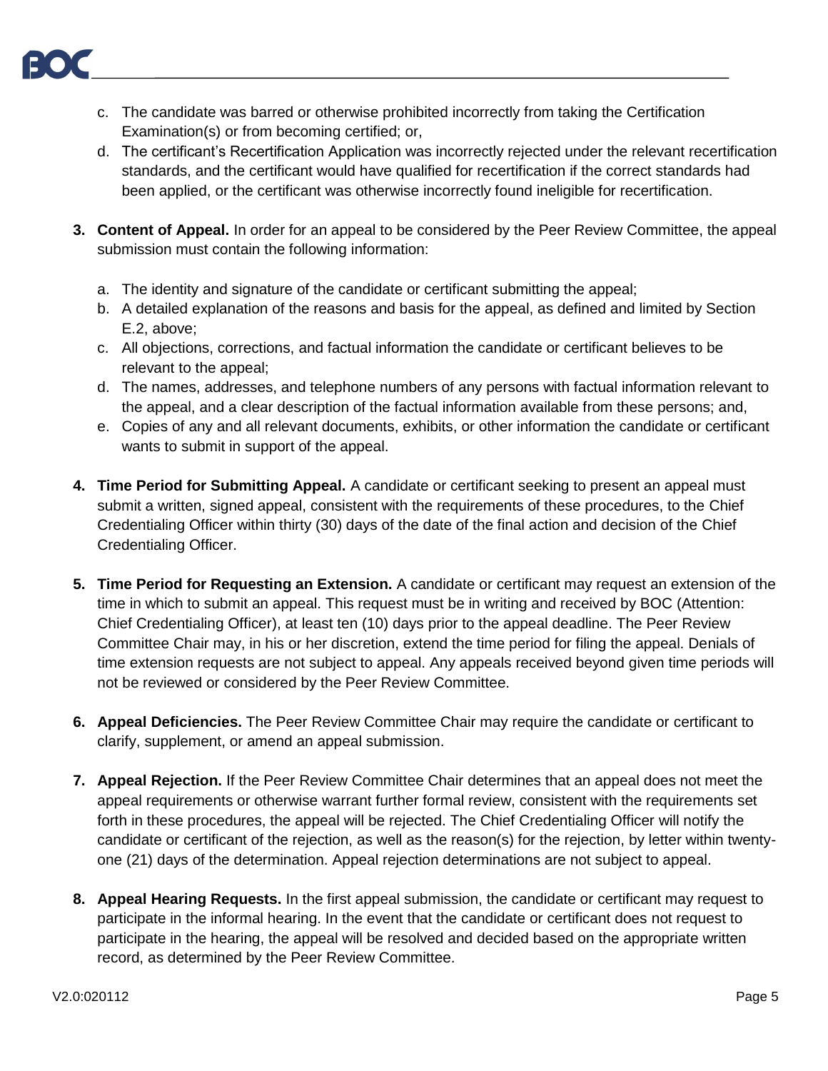c. The candidate was barred or otherwise prohibited incorrectly from taking the Certification Examination(s) or from becoming certified; or,
d. The certificant's Recertification Application was incorrectly rejected under the relevant recertification standards, and the certificant would have qualified for recertification if the correct standards had been applied, or the certificant was otherwise incorrectly found ineligible for recertification.

3. **Content of Appeal.** In order for an appeal to be considered by the Peer Review Committee, the appeal submission must contain the following information:

   a. The identity and signature of the candidate or certificant submitting the appeal;
   b. A detailed explanation of the reasons and basis for the appeal, as defined and limited by Section E.2, above;
   c. All objections, corrections, and factual information the candidate or certificant believes to be relevant to the appeal;
   d. The names, addresses, and telephone numbers of any persons with factual information relevant to the appeal, and a clear description of the factual information available from these persons; and,
   e. Copies of any and all relevant documents, exhibits, or other information the candidate or certificant wants to submit in support of the appeal.

4. **Time Period for Submitting Appeal.** A candidate or certificant seeking to present an appeal must submit a written, signed appeal, consistent with the requirements of these procedures, to the Chief Credentialing Officer within thirty (30) days of the date of the final action and decision of the Chief Credentialing Officer.

5. **Time Period for Requesting an Extension.** A candidate or certificant may request an extension of the time in which to submit an appeal. This request must be in writing and received by BOC (Attention: Chief Credentialing Officer), at least ten (10) days prior to the appeal deadline. The Peer Review Committee Chair may, in his or her discretion, extend the time period for filing the appeal. Denials of time extension requests are not subject to appeal. Any appeals received beyond given time periods will not be reviewed or considered by the Peer Review Committee.

6. **Appeal Deficiencies.** The Peer Review Committee Chair may require the candidate or certificant to clarify, supplement, or amend an appeal submission.

7. **Appeal Rejection.** If the Peer Review Committee Chair determines that an appeal does not meet the appeal requirements or otherwise warrant further formal review, consistent with the requirements set forth in these procedures, the appeal will be rejected. The Chief Credentialing Officer will notify the candidate or certificant of the rejection, as well as the reason(s) for the rejection, by letter within twenty-one (21) days of the determination. Appeal rejection determinations are not subject to appeal.

8. **Appeal Hearing Requests.** In the first appeal submission, the candidate or certificant may request to participate in the informal hearing. In the event that the candidate or certificant does not request to participate in the hearing, the appeal will be resolved and decided based on the appropriate written record, as determined by the Peer Review Committee.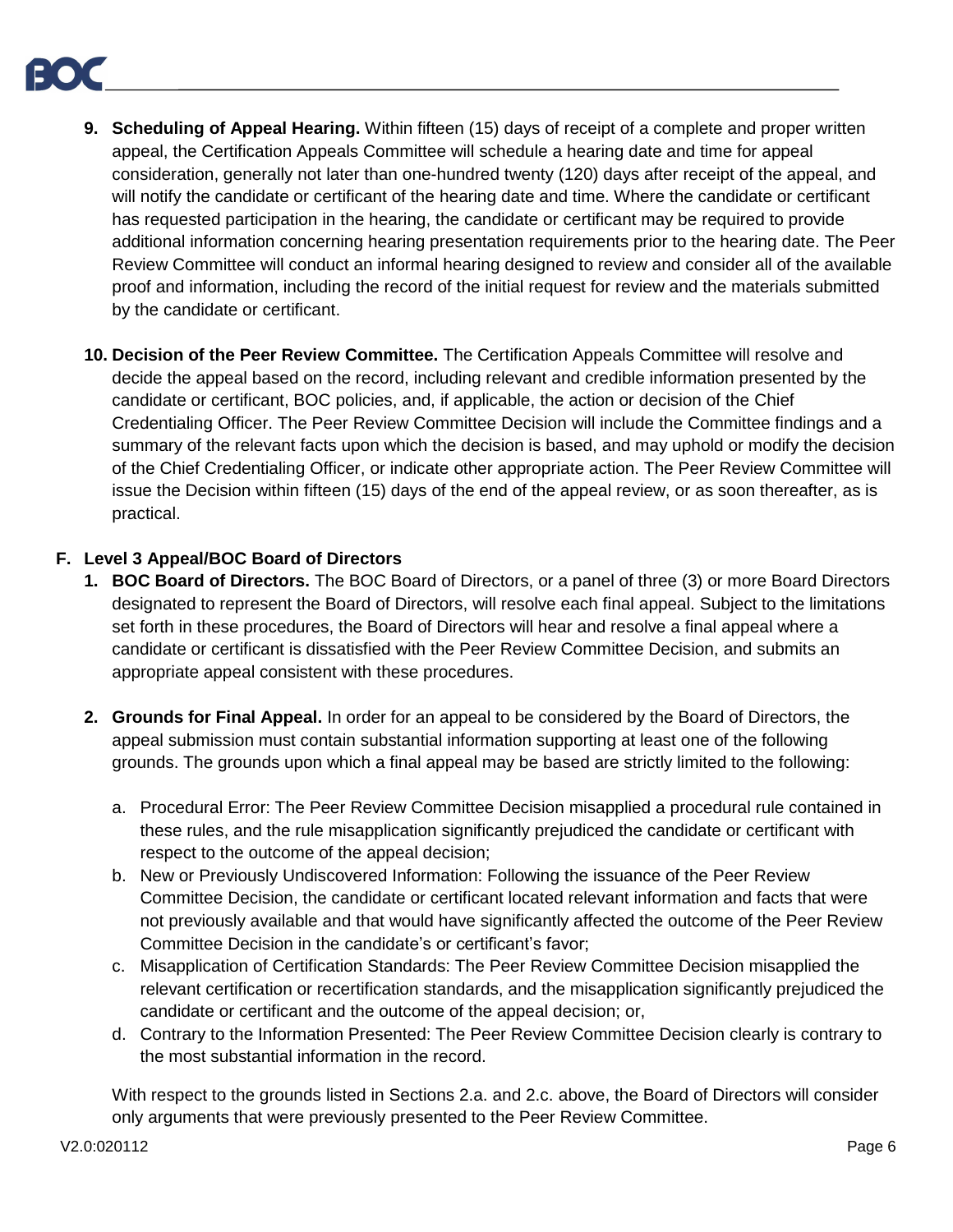9. **Scheduling of Appeal Hearing.** Within fifteen (15) days of receipt of a complete and proper written appeal, the Certification Appeals Committee will schedule a hearing date and time for appeal consideration, generally not later than one-hundred twenty (120) days after receipt of the appeal, and will notify the candidate or certificant of the hearing date and time. Where the candidate or certificant has requested participation in the hearing, the candidate or certificant may be required to provide additional information concerning hearing presentation requirements prior to the hearing date. The Peer Review Committee will conduct an informal hearing designed to review and consider all of the available proof and information, including the record of the initial request for review and the materials submitted by the candidate or certificant.

10. **Decision of the Peer Review Committee.** The Certification Appeals Committee will resolve and decide the appeal based on the record, including relevant and credible information presented by the candidate or certificant, BOC policies, and, if applicable, the action or decision of the Chief Credentialing Officer. The Peer Review Committee Decision will include the Committee findings and a summary of the relevant facts upon which the decision is based, and may uphold or modify the decision of the Chief Credentialing Officer, or indicate other appropriate action. The Peer Review Committee will issue the Decision within fifteen (15) days of the end of the appeal review, or as soon thereafter, as is practical.

### F. Level 3 Appeal/BOC Board of Directors

1. **BOC Board of Directors.** The BOC Board of Directors, or a panel of three (3) or more Board Directors designated to represent the Board of Directors, will resolve each final appeal. Subject to the limitations set forth in these procedures, the Board of Directors will hear and resolve a final appeal where a candidate or certificant is dissatisfied with the Peer Review Committee Decision, and submits an appropriate appeal consistent with these procedures.

2. **Grounds for Final Appeal.** In order for an appeal to be considered by the Board of Directors, the appeal submission must contain substantial information supporting at least one of the following grounds. The grounds upon which a final appeal may be based are strictly limited to the following:

    a. Procedural Error: The Peer Review Committee Decision misapplied a procedural rule contained in these rules, and the rule misapplication significantly prejudiced the candidate or certificant with respect to the outcome of the appeal decision;
    b. New or Previously Undiscovered Information: Following the issuance of the Peer Review Committee Decision, the candidate or certificant located relevant information and facts that were not previously available and that would have significantly affected the outcome of the Peer Review Committee Decision in the candidate's or certificant's favor;
    c. Misapplication of Certification Standards: The Peer Review Committee Decision misapplied the relevant certification or recertification standards, and the misapplication significantly prejudiced the candidate or certificant and the outcome of the appeal decision; or,
    d. Contrary to the Information Presented: The Peer Review Committee Decision clearly is contrary to the most substantial information in the record.

    With respect to the grounds listed in Sections 2.a. and 2.c. above, the Board of Directors will consider only arguments that were previously presented to the Peer Review Committee.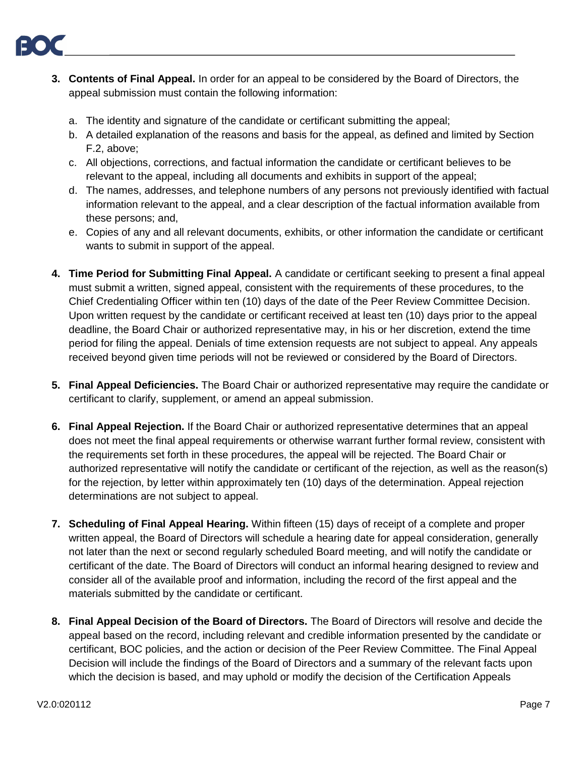3. **Contents of Final Appeal.** In order for an appeal to be considered by the Board of Directors, the appeal submission must contain the following information:

   a. The identity and signature of the candidate or certificant submitting the appeal;
   b. A detailed explanation of the reasons and basis for the appeal, as defined and limited by Section F.2, above;
   c. All objections, corrections, and factual information the candidate or certificant believes to be relevant to the appeal, including all documents and exhibits in support of the appeal;
   d. The names, addresses, and telephone numbers of any persons not previously identified with factual information relevant to the appeal, and a clear description of the factual information available from these persons; and,
   e. Copies of any and all relevant documents, exhibits, or other information the candidate or certificant wants to submit in support of the appeal.

4. **Time Period for Submitting Final Appeal.** A candidate or certificant seeking to present a final appeal must submit a written, signed appeal, consistent with the requirements of these procedures, to the Chief Credentialing Officer within ten (10) days of the date of the Peer Review Committee Decision. Upon written request by the candidate or certificant received at least ten (10) days prior to the appeal deadline, the Board Chair or authorized representative may, in his or her discretion, extend the time period for filing the appeal. Denials of time extension requests are not subject to appeal. Any appeals received beyond given time periods will not be reviewed or considered by the Board of Directors.

5. **Final Appeal Deficiencies.** The Board Chair or authorized representative may require the candidate or certificant to clarify, supplement, or amend an appeal submission.

6. **Final Appeal Rejection.** If the Board Chair or authorized representative determines that an appeal does not meet the final appeal requirements or otherwise warrant further formal review, consistent with the requirements set forth in these procedures, the appeal will be rejected. The Board Chair or authorized representative will notify the candidate or certificant of the rejection, as well as the reason(s) for the rejection, by letter within approximately ten (10) days of the determination. Appeal rejection determinations are not subject to appeal.

7. **Scheduling of Final Appeal Hearing.** Within fifteen (15) days of receipt of a complete and proper written appeal, the Board of Directors will schedule a hearing date for appeal consideration, generally not later than the next or second regularly scheduled Board meeting, and will notify the candidate or certificant of the date. The Board of Directors will conduct an informal hearing designed to review and consider all of the available proof and information, including the record of the first appeal and the materials submitted by the candidate or certificant.

8. **Final Appeal Decision of the Board of Directors.** The Board of Directors will resolve and decide the appeal based on the record, including relevant and credible information presented by the candidate or certificant, BOC policies, and the action or decision of the Peer Review Committee. The Final Appeal Decision will include the findings of the Board of Directors and a summary of the relevant facts upon which the decision is based, and may uphold or modify the decision of the Certification Appeals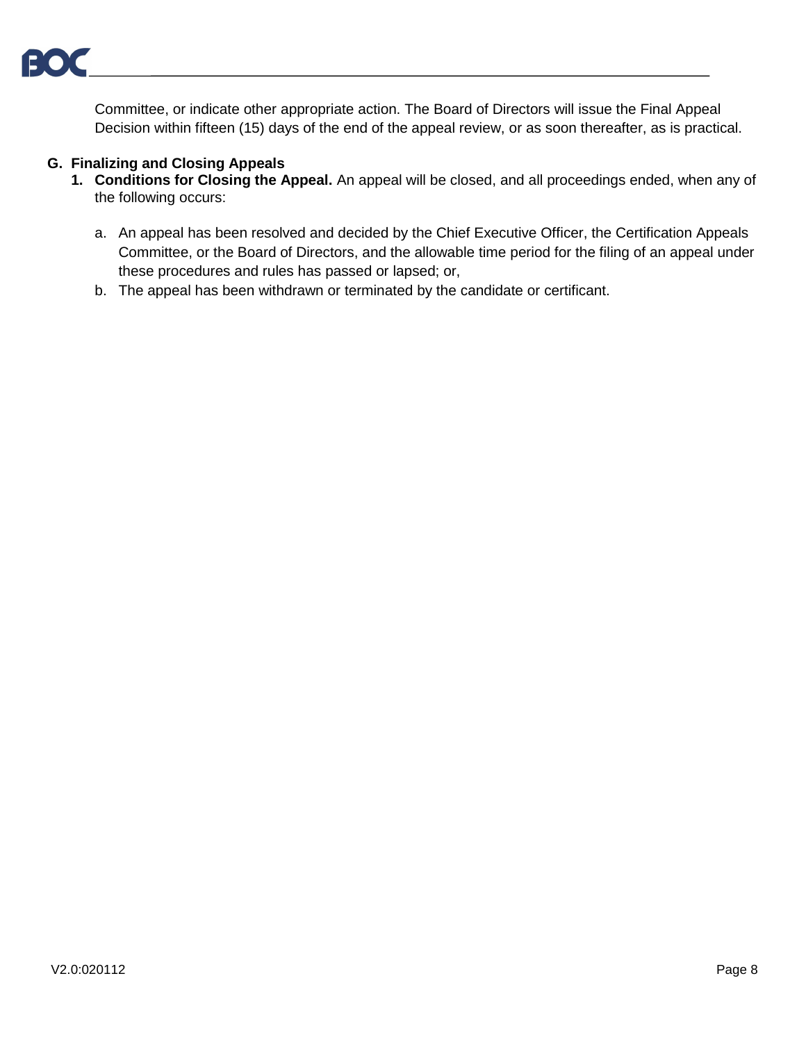Committee, or indicate other appropriate action. The Board of Directors will issue the Final Appeal Decision within fifteen (15) days of the end of the appeal review, or as soon thereafter, as is practical.

## G. Finalizing and Closing Appeals

1. **Conditions for Closing the Appeal.** An appeal will be closed, and all proceedings ended, when any of the following occurs:

   a. An appeal has been resolved and decided by the Chief Executive Officer, the Certification Appeals Committee, or the Board of Directors, and the allowable time period for the filing of an appeal under these procedures and rules has passed or lapsed; or,

   b. The appeal has been withdrawn or terminated by the candidate or certificant.